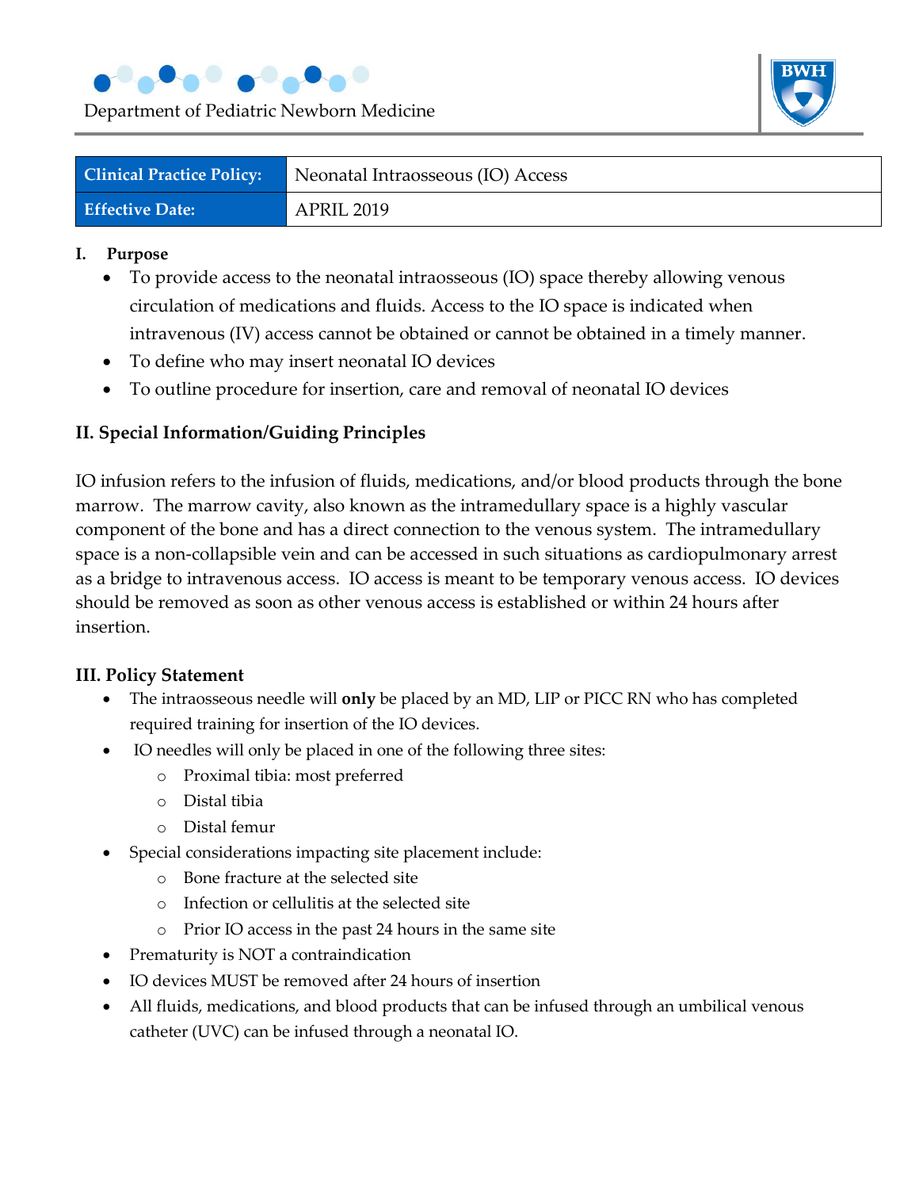Department of Pediatric Newborn Medicine

| Clinical Practice Policy: | Neonatal Intraosseous (IO) Access |
|---|---|
| Effective Date: | APRIL 2019 |

## I. Purpose

- To provide access to the neonatal intraosseous (IO) space thereby allowing venous circulation of medications and fluids. Access to the IO space is indicated when intravenous (IV) access cannot be obtained or cannot be obtained in a timely manner.
- To define who may insert neonatal IO devices
- To outline procedure for insertion, care and removal of neonatal IO devices

## II. Special Information/Guiding Principles

IO infusion refers to the infusion of fluids, medications, and/or blood products through the bone marrow. The marrow cavity, also known as the intramedullary space is a highly vascular component of the bone and has a direct connection to the venous system. The intramedullary space is a non-collapsible vein and can be accessed in such situations as cardiopulmonary arrest as a bridge to intravenous access. IO access is meant to be temporary venous access. IO devices should be removed as soon as other venous access is established or within 24 hours after insertion.

## III. Policy Statement

- The intraosseous needle will **only** be placed by an MD, LIP or PICC RN who has completed required training for insertion of the IO devices.
- IO needles will only be placed in one of the following three sites:
  - Proximal tibia: most preferred
  - Distal tibia
  - Distal femur
- Special considerations impacting site placement include:
  - Bone fracture at the selected site
  - Infection or cellulitis at the selected site
  - Prior IO access in the past 24 hours in the same site
- Prematurity is NOT a contraindication
- IO devices MUST be removed after 24 hours of insertion
- All fluids, medications, and blood products that can be infused through an umbilical venous catheter (UVC) can be infused through a neonatal IO.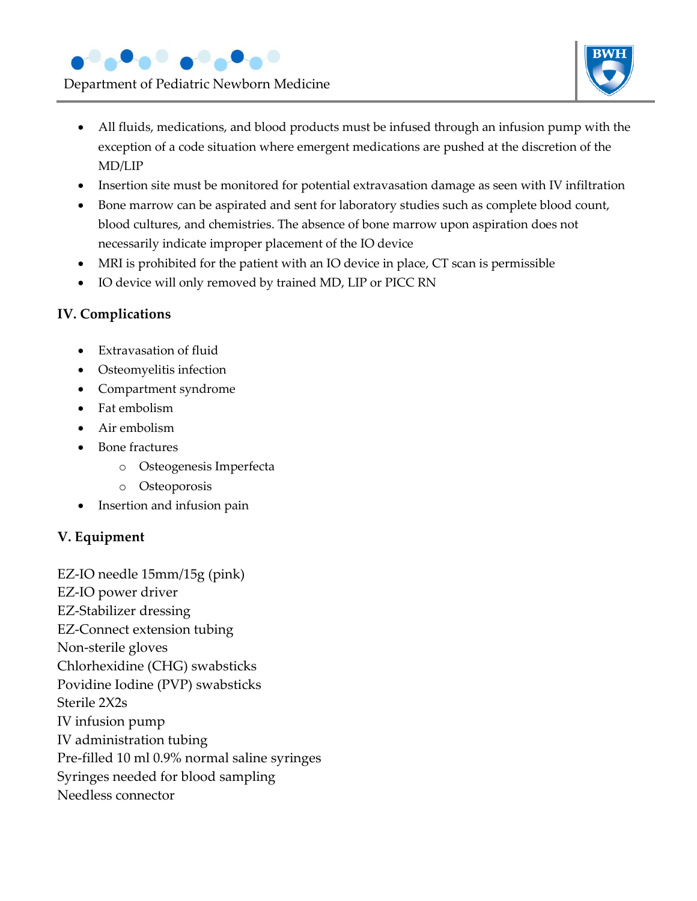- All fluids, medications, and blood products must be infused through an infusion pump with the exception of a code situation where emergent medications are pushed at the discretion of the MD/LIP
- Insertion site must be monitored for potential extravasation damage as seen with IV infiltration
- Bone marrow can be aspirated and sent for laboratory studies such as complete blood count, blood cultures, and chemistries. The absence of bone marrow upon aspiration does not necessarily indicate improper placement of the IO device
- MRI is prohibited for the patient with an IO device in place, CT scan is permissible
- IO device will only removed by trained MD, LIP or PICC RN

## IV. Complications

- Extravasation of fluid
- Osteomyelitis infection
- Compartment syndrome
- Fat embolism
- Air embolism
- Bone fractures
  - Osteogenesis Imperfecta
  - Osteoporosis
- Insertion and infusion pain

## V. Equipment

EZ-IO needle 15mm/15g (pink)
EZ-IO power driver
EZ-Stabilizer dressing
EZ-Connect extension tubing
Non-sterile gloves
Chlorhexidine (CHG) swabsticks
Povidine Iodine (PVP) swabsticks
Sterile 2X2s
IV infusion pump
IV administration tubing
Pre-filled 10 ml 0.9% normal saline syringes
Syringes needed for blood sampling
Needless connector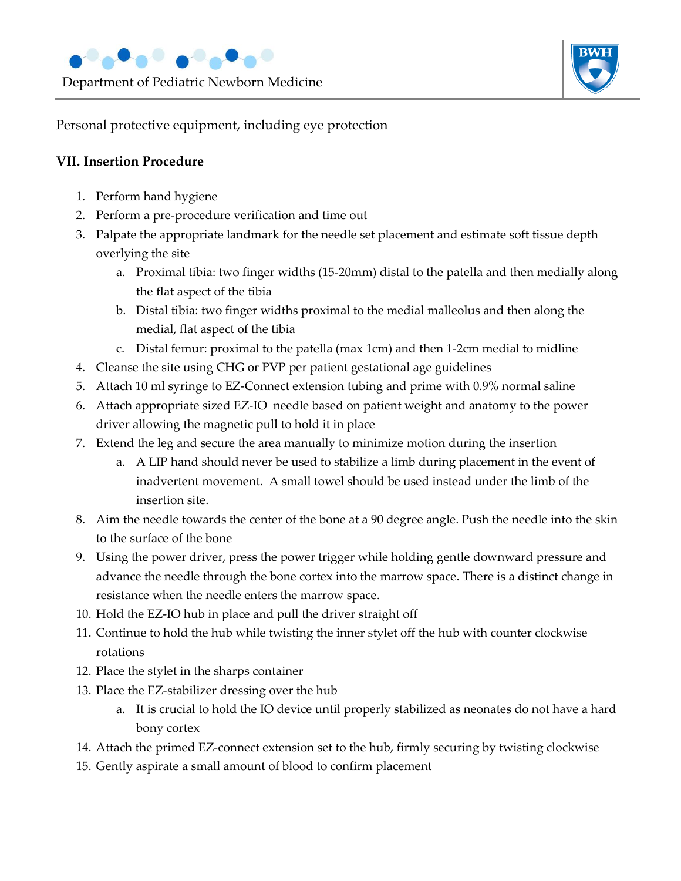Personal protective equipment, including eye protection

## VII. Insertion Procedure

1. Perform hand hygiene
2. Perform a pre-procedure verification and time out
3. Palpate the appropriate landmark for the needle set placement and estimate soft tissue depth overlying the site
   a. Proximal tibia: two finger widths (15-20mm) distal to the patella and then medially along the flat aspect of the tibia
   b. Distal tibia: two finger widths proximal to the medial malleolus and then along the medial, flat aspect of the tibia
   c. Distal femur: proximal to the patella (max 1cm) and then 1-2cm medial to midline
4. Cleanse the site using CHG or PVP per patient gestational age guidelines
5. Attach 10 ml syringe to EZ-Connect extension tubing and prime with 0.9% normal saline
6. Attach appropriate sized EZ-IO needle based on patient weight and anatomy to the power driver allowing the magnetic pull to hold it in place
7. Extend the leg and secure the area manually to minimize motion during the insertion
   a. A LIP hand should never be used to stabilize a limb during placement in the event of inadvertent movement. A small towel should be used instead under the limb of the insertion site.
8. Aim the needle towards the center of the bone at a 90 degree angle. Push the needle into the skin to the surface of the bone
9. Using the power driver, press the power trigger while holding gentle downward pressure and advance the needle through the bone cortex into the marrow space. There is a distinct change in resistance when the needle enters the marrow space.
10. Hold the EZ-IO hub in place and pull the driver straight off
11. Continue to hold the hub while twisting the inner stylet off the hub with counter clockwise rotations
12. Place the stylet in the sharps container
13. Place the EZ-stabilizer dressing over the hub
    a. It is crucial to hold the IO device until properly stabilized as neonates do not have a hard bony cortex
14. Attach the primed EZ-connect extension set to the hub, firmly securing by twisting clockwise
15. Gently aspirate a small amount of blood to confirm placement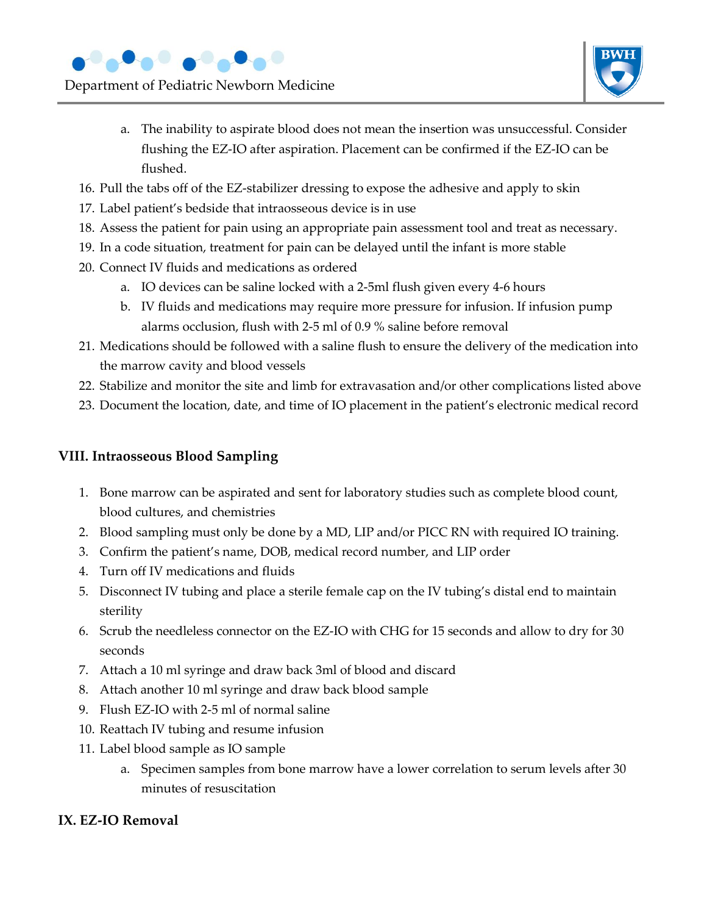a. The inability to aspirate blood does not mean the insertion was unsuccessful. Consider flushing the EZ-IO after aspiration. Placement can be confirmed if the EZ-IO can be flushed.

16. Pull the tabs off of the EZ-stabilizer dressing to expose the adhesive and apply to skin
17. Label patient's bedside that intraosseous device is in use
18. Assess the patient for pain using an appropriate pain assessment tool and treat as necessary.
19. In a code situation, treatment for pain can be delayed until the infant is more stable
20. Connect IV fluids and medications as ordered
    a. IO devices can be saline locked with a 2-5ml flush given every 4-6 hours
    b. IV fluids and medications may require more pressure for infusion. If infusion pump alarms occlusion, flush with 2-5 ml of 0.9 % saline before removal
21. Medications should be followed with a saline flush to ensure the delivery of the medication into the marrow cavity and blood vessels
22. Stabilize and monitor the site and limb for extravasation and/or other complications listed above
23. Document the location, date, and time of IO placement in the patient's electronic medical record

## VIII. Intraosseous Blood Sampling

1. Bone marrow can be aspirated and sent for laboratory studies such as complete blood count, blood cultures, and chemistries
2. Blood sampling must only be done by a MD, LIP and/or PICC RN with required IO training.
3. Confirm the patient's name, DOB, medical record number, and LIP order
4. Turn off IV medications and fluids
5. Disconnect IV tubing and place a sterile female cap on the IV tubing's distal end to maintain sterility
6. Scrub the needleless connector on the EZ-IO with CHG for 15 seconds and allow to dry for 30 seconds
7. Attach a 10 ml syringe and draw back 3ml of blood and discard
8. Attach another 10 ml syringe and draw back blood sample
9. Flush EZ-IO with 2-5 ml of normal saline
10. Reattach IV tubing and resume infusion
11. Label blood sample as IO sample
    a. Specimen samples from bone marrow have a lower correlation to serum levels after 30 minutes of resuscitation

## IX. EZ-IO Removal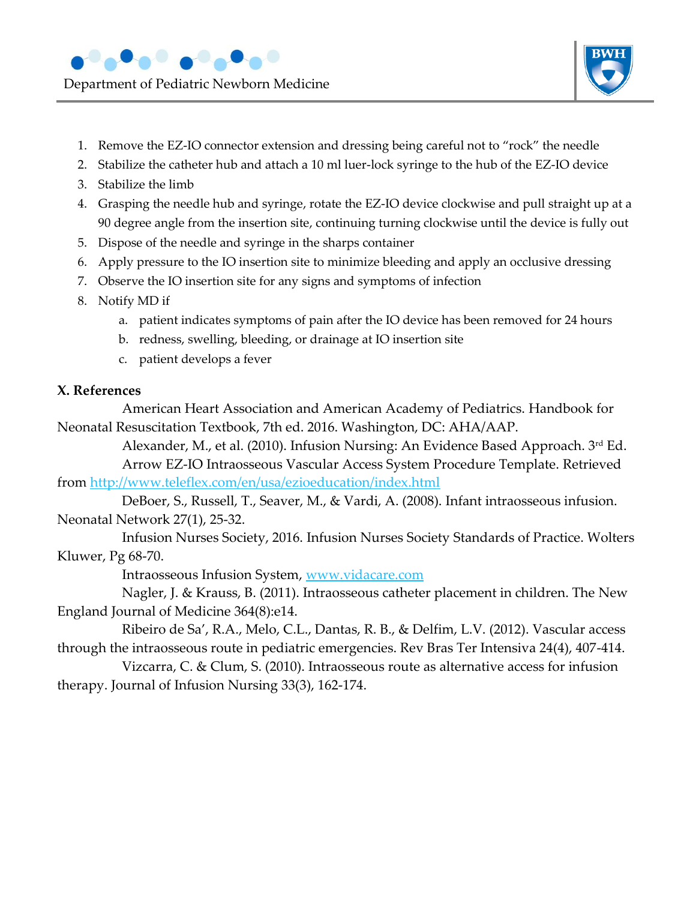1. Remove the EZ-IO connector extension and dressing being careful not to "rock" the needle
2. Stabilize the catheter hub and attach a 10 ml luer-lock syringe to the hub of the EZ-IO device
3. Stabilize the limb
4. Grasping the needle hub and syringe, rotate the EZ-IO device clockwise and pull straight up at a 90 degree angle from the insertion site, continuing turning clockwise until the device is fully out
5. Dispose of the needle and syringe in the sharps container
6. Apply pressure to the IO insertion site to minimize bleeding and apply an occlusive dressing
7. Observe the IO insertion site for any signs and symptoms of infection
8. Notify MD if
   a. patient indicates symptoms of pain after the IO device has been removed for 24 hours
   b. redness, swelling, bleeding, or drainage at IO insertion site
   c. patient develops a fever

**X. References**

American Heart Association and American Academy of Pediatrics. Handbook for Neonatal Resuscitation Textbook, 7th ed. 2016. Washington, DC: AHA/AAP.

Alexander, M., et al. (2010). Infusion Nursing: An Evidence Based Approach. 3rd Ed.

Arrow EZ-IO Intraosseous Vascular Access System Procedure Template. Retrieved from http://www.teleflex.com/en/usa/ezioeducation/index.html

DeBoer, S., Russell, T., Seaver, M., & Vardi, A. (2008). Infant intraosseous infusion. Neonatal Network 27(1), 25-32.

Infusion Nurses Society, 2016. Infusion Nurses Society Standards of Practice. Wolters Kluwer, Pg 68-70.

Intraosseous Infusion System, www.vidacare.com

Nagler, J. & Krauss, B. (2011). Intraosseous catheter placement in children. The New England Journal of Medicine 364(8):e14.

Ribeiro de Sa', R.A., Melo, C.L., Dantas, R. B., & Delfim, L.V. (2012). Vascular access through the intraosseous route in pediatric emergencies. Rev Bras Ter Intensiva 24(4), 407-414.

Vizcarra, C. & Clum, S. (2010). Intraosseous route as alternative access for infusion therapy. Journal of Infusion Nursing 33(3), 162-174.